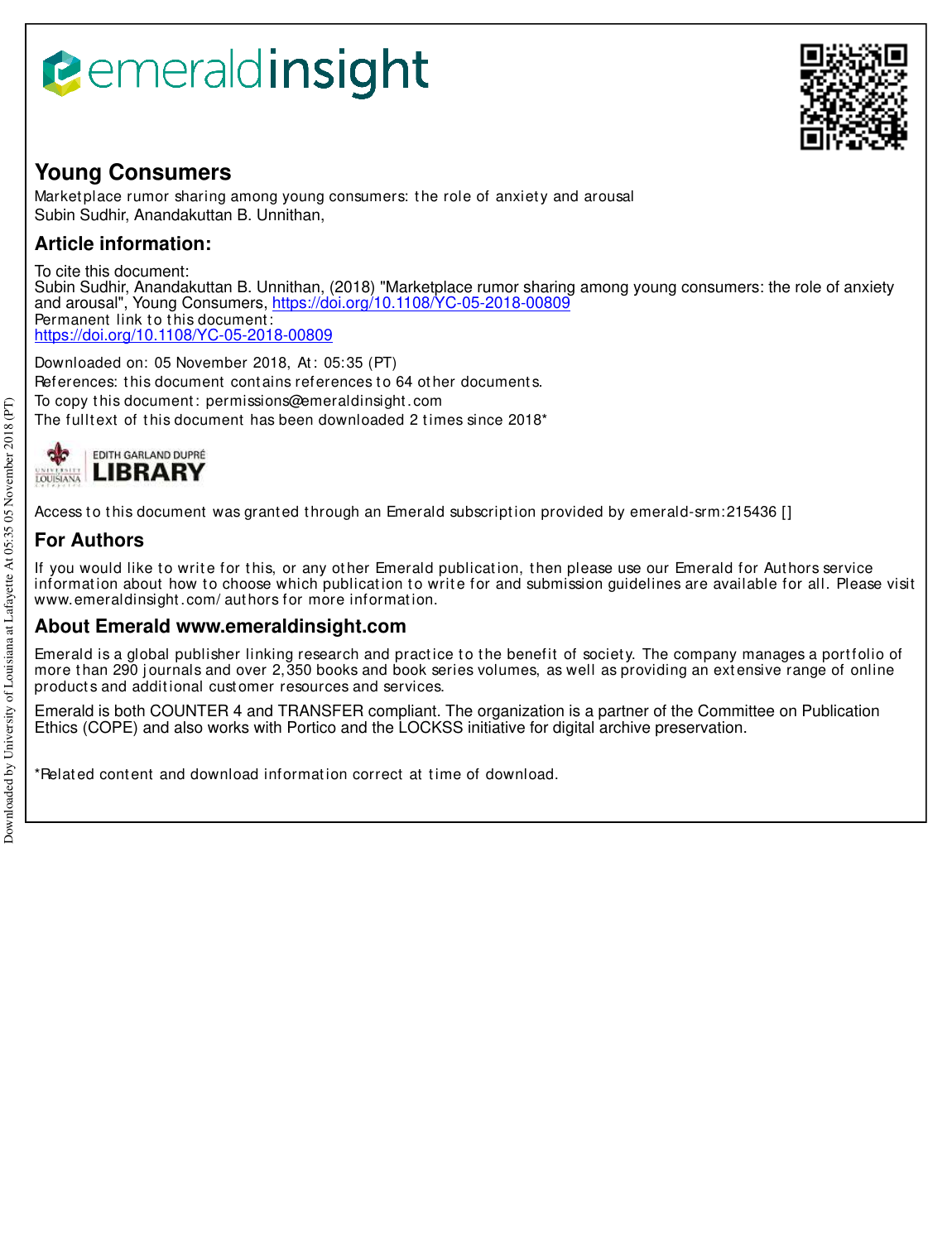# Young Consumers

Marketplace rumor sharing among young consumers: the role of anxiety and arousal
Subin Sudhir, Anandakuttan B. Unnithan,

## Article information:

To cite this document:
Subin Sudhir, Anandakuttan B. Unnithan, (2018) "Marketplace rumor sharing among young consumers: the role of anxiety and arousal", Young Consumers, https://doi.org/10.1108/YC-05-2018-00809
Permanent link to this document:
https://doi.org/10.1108/YC-05-2018-00809

Downloaded on: 05 November 2018, At: 05:35 (PT)
References: this document contains references to 64 other documents.
To copy this document: permissions@emeraldinsight.com
The fulltext of this document has been downloaded 2 times since 2018*

Access to this document was granted through an Emerald subscription provided by emerald-srm:215436 []

## For Authors

If you would like to write for this, or any other Emerald publication, then please use our Emerald for Authors service information about how to choose which publication to write for and submission guidelines are available for all. Please visit www.emeraldinsight.com/authors for more information.

## About Emerald www.emeraldinsight.com

Emerald is a global publisher linking research and practice to the benefit of society. The company manages a portfolio of more than 290 journals and over 2,350 books and book series volumes, as well as providing an extensive range of online products and additional customer resources and services.

Emerald is both COUNTER 4 and TRANSFER compliant. The organization is a partner of the Committee on Publication Ethics (COPE) and also works with Portico and the LOCKSS initiative for digital archive preservation.

*Related content and download information correct at time of download.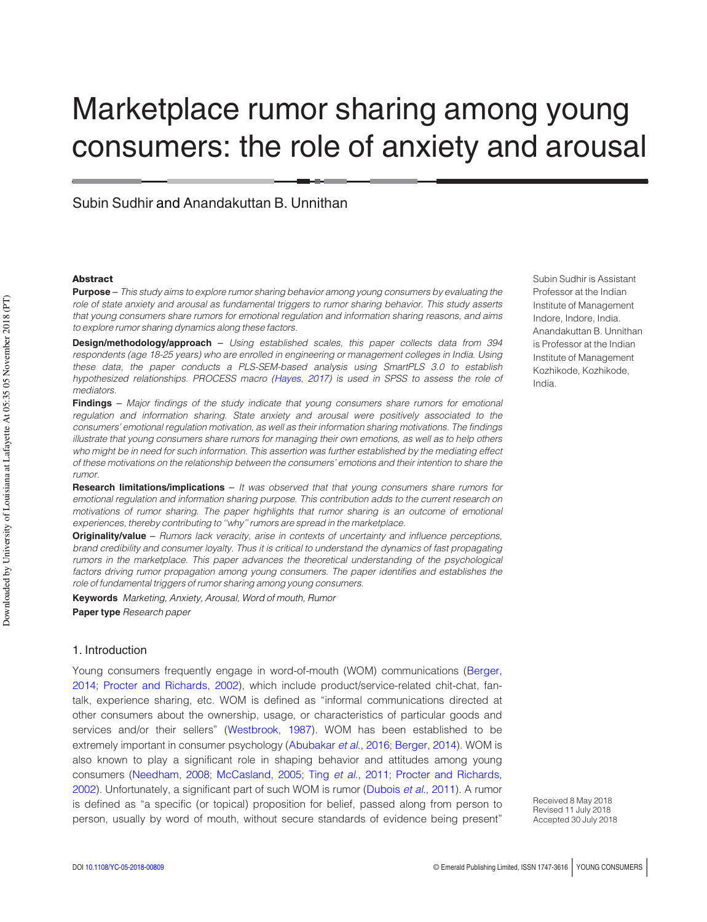# Marketplace rumor sharing among young consumers: the role of anxiety and arousal

Subin Sudhir and Anandakuttan B. Unnithan

Subin Sudhir is Assistant Professor at the Indian Institute of Management Indore, Indore, India. Anandakuttan B. Unnithan is Professor at the Indian Institute of Management Kozhikode, Kozhikode, India.

## Abstract

**Purpose** – *This study aims to explore rumor sharing behavior among young consumers by evaluating the role of state anxiety and arousal as fundamental triggers to rumor sharing behavior. This study asserts that young consumers share rumors for emotional regulation and information sharing reasons, and aims to explore rumor sharing dynamics along these factors.*

**Design/methodology/approach** – *Using established scales, this paper collects data from 394 respondents (age 18-25 years) who are enrolled in engineering or management colleges in India. Using these data, the paper conducts a PLS-SEM-based analysis using SmartPLS 3.0 to establish hypothesized relationships. PROCESS macro (Hayes, 2017) is used in SPSS to assess the role of mediators.*

**Findings** – *Major findings of the study indicate that young consumers share rumors for emotional regulation and information sharing. State anxiety and arousal were positively associated to the consumers' emotional regulation motivation, as well as their information sharing motivations. The findings illustrate that young consumers share rumors for managing their own emotions, as well as to help others who might be in need for such information. This assertion was further established by the mediating effect of these motivations on the relationship between the consumers' emotions and their intention to share the rumor.*

**Research limitations/implications** – *It was observed that that young consumers share rumors for emotional regulation and information sharing purpose. This contribution adds to the current research on motivations of rumor sharing. The paper highlights that rumor sharing is an outcome of emotional experiences, thereby contributing to "why" rumors are spread in the marketplace.*

**Originality/value** – *Rumors lack veracity, arise in contexts of uncertainty and influence perceptions, brand credibility and consumer loyalty. Thus it is critical to understand the dynamics of fast propagating rumors in the marketplace. This paper advances the theoretical understanding of the psychological factors driving rumor propagation among young consumers. The paper identifies and establishes the role of fundamental triggers of rumor sharing among young consumers.*

**Keywords** *Marketing, Anxiety, Arousal, Word of mouth, Rumor*

**Paper type** *Research paper*

## 1. Introduction

Young consumers frequently engage in word-of-mouth (WOM) communications (Berger, 2014; Procter and Richards, 2002), which include product/service-related chit-chat, fan-talk, experience sharing, etc. WOM is defined as "informal communications directed at other consumers about the ownership, usage, or characteristics of particular goods and services and/or their sellers" (Westbrook, 1987). WOM has been established to be extremely important in consumer psychology (Abubakar *et al.*, 2016; Berger, 2014). WOM is also known to play a significant role in shaping behavior and attitudes among young consumers (Needham, 2008; McCasland, 2005; Ting *et al.*, 2011; Procter and Richards, 2002). Unfortunately, a significant part of such WOM is rumor (Dubois *et al.*, 2011). A rumor is defined as "a specific (or topical) proposition for belief, passed along from person to person, usually by word of mouth, without secure standards of evidence being present"

Received 8 May 2018
Revised 11 July 2018
Accepted 30 July 2018

DOI 10.1108/YC-05-2018-00809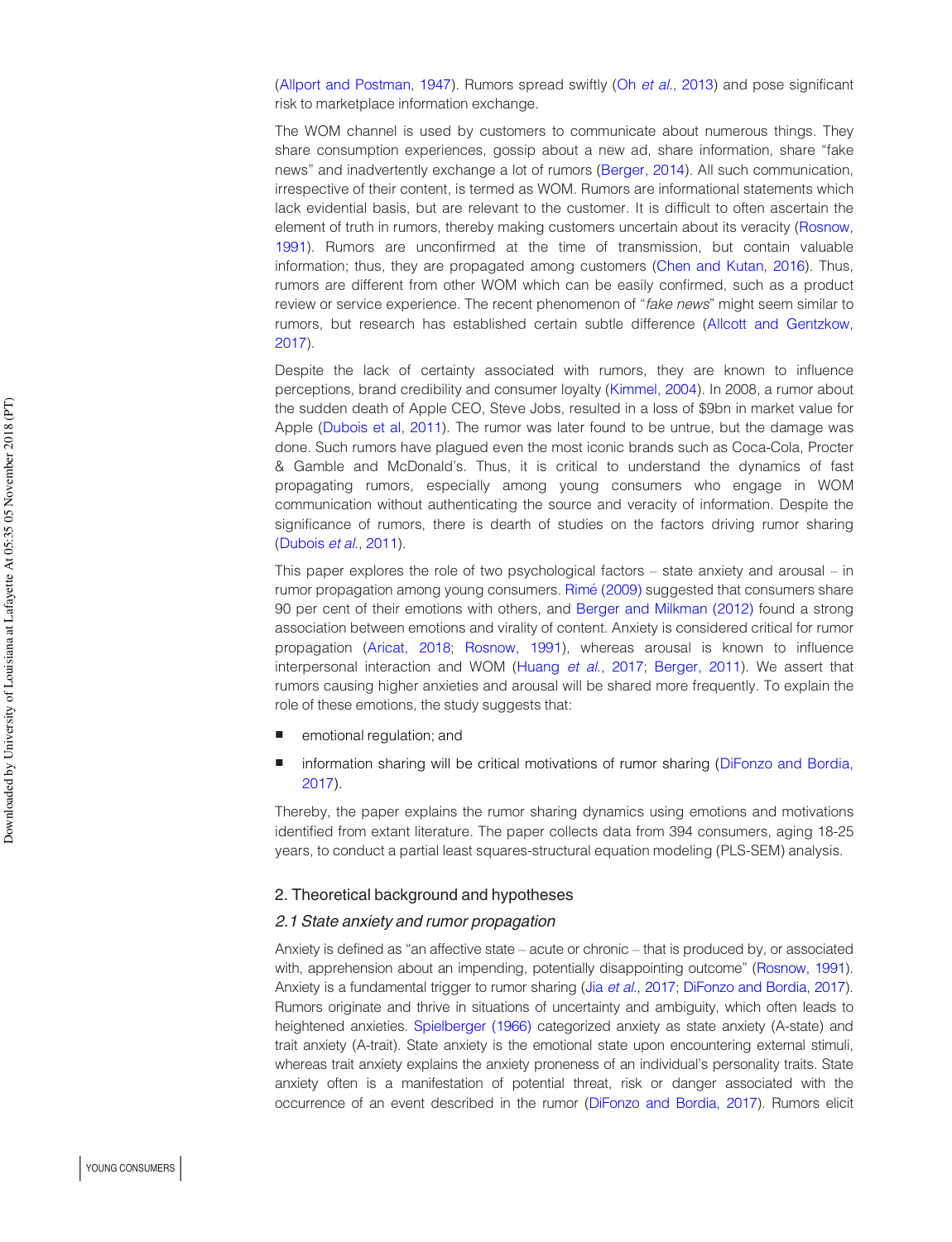(Allport and Postman, 1947). Rumors spread swiftly (Oh *et al.*, 2013) and pose significant risk to marketplace information exchange.

The WOM channel is used by customers to communicate about numerous things. They share consumption experiences, gossip about a new ad, share information, share "fake news" and inadvertently exchange a lot of rumors (Berger, 2014). All such communication, irrespective of their content, is termed as WOM. Rumors are informational statements which lack evidential basis, but are relevant to the customer. It is difficult to often ascertain the element of truth in rumors, thereby making customers uncertain about its veracity (Rosnow, 1991). Rumors are unconfirmed at the time of transmission, but contain valuable information; thus, they are propagated among customers (Chen and Kutan, 2016). Thus, rumors are different from other WOM which can be easily confirmed, such as a product review or service experience. The recent phenomenon of "*fake news*" might seem similar to rumors, but research has established certain subtle difference (Allcott and Gentzkow, 2017).

Despite the lack of certainty associated with rumors, they are known to influence perceptions, brand credibility and consumer loyalty (Kimmel, 2004). In 2008, a rumor about the sudden death of Apple CEO, Steve Jobs, resulted in a loss of $9bn in market value for Apple (Dubois et al, 2011). The rumor was later found to be untrue, but the damage was done. Such rumors have plagued even the most iconic brands such as Coca-Cola, Procter & Gamble and McDonald's. Thus, it is critical to understand the dynamics of fast propagating rumors, especially among young consumers who engage in WOM communication without authenticating the source and veracity of information. Despite the significance of rumors, there is dearth of studies on the factors driving rumor sharing (Dubois *et al.*, 2011).

This paper explores the role of two psychological factors – state anxiety and arousal – in rumor propagation among young consumers. Rimé (2009) suggested that consumers share 90 per cent of their emotions with others, and Berger and Milkman (2012) found a strong association between emotions and virality of content. Anxiety is considered critical for rumor propagation (Aricat, 2018; Rosnow, 1991), whereas arousal is known to influence interpersonal interaction and WOM (Huang *et al.*, 2017; Berger, 2011). We assert that rumors causing higher anxieties and arousal will be shared more frequently. To explain the role of these emotions, the study suggests that:

- emotional regulation; and
- information sharing will be critical motivations of rumor sharing (DiFonzo and Bordia, 2017).

Thereby, the paper explains the rumor sharing dynamics using emotions and motivations identified from extant literature. The paper collects data from 394 consumers, aging 18-25 years, to conduct a partial least squares-structural equation modeling (PLS-SEM) analysis.

## 2. Theoretical background and hypotheses

### *2.1 State anxiety and rumor propagation*

Anxiety is defined as "an affective state – acute or chronic – that is produced by, or associated with, apprehension about an impending, potentially disappointing outcome" (Rosnow, 1991). Anxiety is a fundamental trigger to rumor sharing (Jia *et al.*, 2017; DiFonzo and Bordia, 2017). Rumors originate and thrive in situations of uncertainty and ambiguity, which often leads to heightened anxieties. Spielberger (1966) categorized anxiety as state anxiety (A-state) and trait anxiety (A-trait). State anxiety is the emotional state upon encountering external stimuli, whereas trait anxiety explains the anxiety proneness of an individual's personality traits. State anxiety often is a manifestation of potential threat, risk or danger associated with the occurrence of an event described in the rumor (DiFonzo and Bordia, 2017). Rumors elicit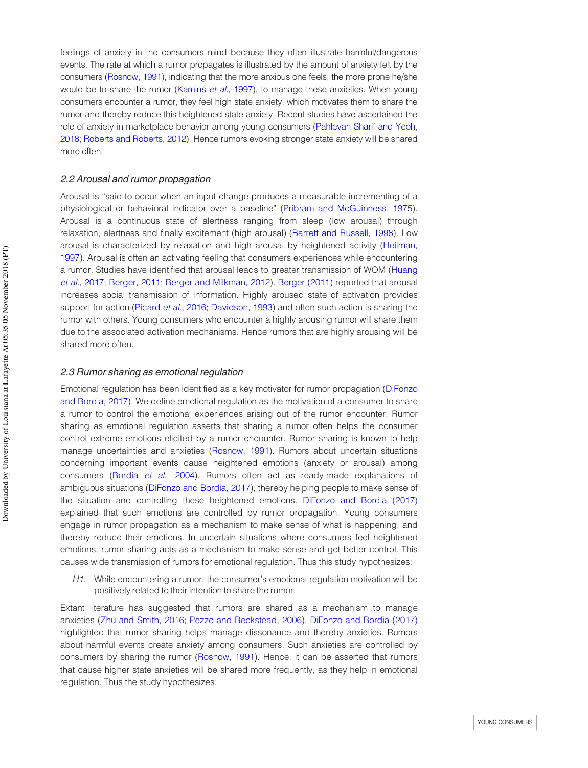feelings of anxiety in the consumers mind because they often illustrate harmful/dangerous events. The rate at which a rumor propagates is illustrated by the amount of anxiety felt by the consumers (Rosnow, 1991), indicating that the more anxious one feels, the more prone he/she would be to share the rumor (Kamins *et al.*, 1997), to manage these anxieties. When young consumers encounter a rumor, they feel high state anxiety, which motivates them to share the rumor and thereby reduce this heightened state anxiety. Recent studies have ascertained the role of anxiety in marketplace behavior among young consumers (Pahlevan Sharif and Yeoh, 2018; Roberts and Roberts, 2012). Hence rumors evoking stronger state anxiety will be shared more often.

### *2.2 Arousal and rumor propagation*

Arousal is "said to occur when an input change produces a measurable incrementing of a physiological or behavioral indicator over a baseline" (Pribram and McGuinness, 1975). Arousal is a continuous state of alertness ranging from sleep (low arousal) through relaxation, alertness and finally excitement (high arousal) (Barrett and Russell, 1998). Low arousal is characterized by relaxation and high arousal by heightened activity (Heilman, 1997). Arousal is often an activating feeling that consumers experiences while encountering a rumor. Studies have identified that arousal leads to greater transmission of WOM (Huang *et al.*, 2017; Berger, 2011; Berger and Milkman, 2012). Berger (2011) reported that arousal increases social transmission of information. Highly aroused state of activation provides support for action (Picard *et al.*, 2016; Davidson, 1993) and often such action is sharing the rumor with others. Young consumers who encounter a highly arousing rumor will share them due to the associated activation mechanisms. Hence rumors that are highly arousing will be shared more often.

### *2.3 Rumor sharing as emotional regulation*

Emotional regulation has been identified as a key motivator for rumor propagation (DiFonzo and Bordia, 2017). We define emotional regulation as the motivation of a consumer to share a rumor to control the emotional experiences arising out of the rumor encounter. Rumor sharing as emotional regulation asserts that sharing a rumor often helps the consumer control extreme emotions elicited by a rumor encounter. Rumor sharing is known to help manage uncertainties and anxieties (Rosnow, 1991). Rumors about uncertain situations concerning important events cause heightened emotions (anxiety or arousal) among consumers (Bordia *et al.*, 2004). Rumors often act as ready-made explanations of ambiguous situations (DiFonzo and Bordia, 2017), thereby helping people to make sense of the situation and controlling these heightened emotions. DiFonzo and Bordia (2017) explained that such emotions are controlled by rumor propagation. Young consumers engage in rumor propagation as a mechanism to make sense of what is happening, and thereby reduce their emotions. In uncertain situations where consumers feel heightened emotions, rumor sharing acts as a mechanism to make sense and get better control. This causes wide transmission of rumors for emotional regulation. Thus this study hypothesizes:

*H1.* While encountering a rumor, the consumer's emotional regulation motivation will be positively related to their intention to share the rumor.

Extant literature has suggested that rumors are shared as a mechanism to manage anxieties (Zhu and Smith, 2016; Pezzo and Beckstead, 2006). DiFonzo and Bordia (2017) highlighted that rumor sharing helps manage dissonance and thereby anxieties. Rumors about harmful events create anxiety among consumers. Such anxieties are controlled by consumers by sharing the rumor (Rosnow, 1991). Hence, it can be asserted that rumors that cause higher state anxieties will be shared more frequently, as they help in emotional regulation. Thus the study hypothesizes: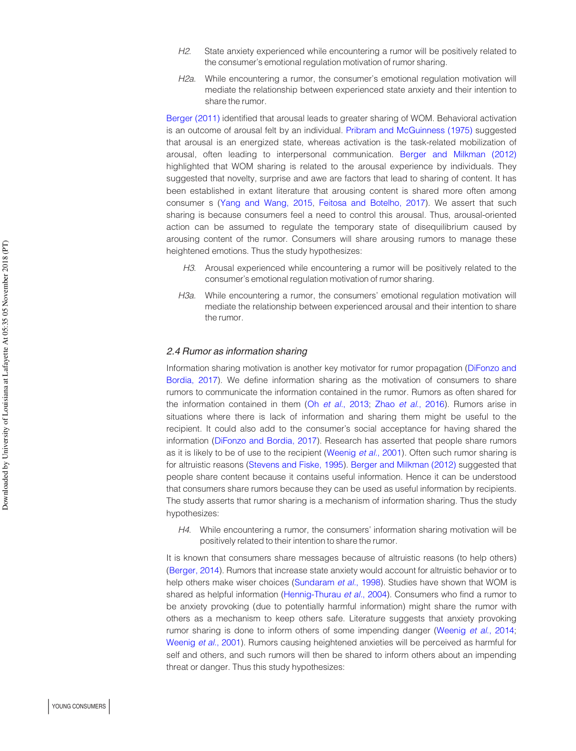*H2*. State anxiety experienced while encountering a rumor will be positively related to the consumer's emotional regulation motivation of rumor sharing.

*H2a*. While encountering a rumor, the consumer's emotional regulation motivation will mediate the relationship between experienced state anxiety and their intention to share the rumor.

Berger (2011) identified that arousal leads to greater sharing of WOM. Behavioral activation is an outcome of arousal felt by an individual. Pribram and McGuinness (1975) suggested that arousal is an energized state, whereas activation is the task-related mobilization of arousal, often leading to interpersonal communication. Berger and Milkman (2012) highlighted that WOM sharing is related to the arousal experience by individuals. They suggested that novelty, surprise and awe are factors that lead to sharing of content. It has been established in extant literature that arousing content is shared more often among consumer s (Yang and Wang, 2015, Feitosa and Botelho, 2017). We assert that such sharing is because consumers feel a need to control this arousal. Thus, arousal-oriented action can be assumed to regulate the temporary state of disequilibrium caused by arousing content of the rumor. Consumers will share arousing rumors to manage these heightened emotions. Thus the study hypothesizes:

*H3*. Arousal experienced while encountering a rumor will be positively related to the consumer's emotional regulation motivation of rumor sharing.

*H3a*. While encountering a rumor, the consumers' emotional regulation motivation will mediate the relationship between experienced arousal and their intention to share the rumor.

### *2.4 Rumor as information sharing*

Information sharing motivation is another key motivator for rumor propagation (DiFonzo and Bordia, 2017). We define information sharing as the motivation of consumers to share rumors to communicate the information contained in the rumor. Rumors as often shared for the information contained in them (Oh *et al*., 2013; Zhao *et al*., 2016). Rumors arise in situations where there is lack of information and sharing them might be useful to the recipient. It could also add to the consumer's social acceptance for having shared the information (DiFonzo and Bordia, 2017). Research has asserted that people share rumors as it is likely to be of use to the recipient (Weenig *et al*., 2001). Often such rumor sharing is for altruistic reasons (Stevens and Fiske, 1995). Berger and Milkman (2012) suggested that people share content because it contains useful information. Hence it can be understood that consumers share rumors because they can be used as useful information by recipients. The study asserts that rumor sharing is a mechanism of information sharing. Thus the study hypothesizes:

*H4*. While encountering a rumor, the consumers' information sharing motivation will be positively related to their intention to share the rumor.

It is known that consumers share messages because of altruistic reasons (to help others) (Berger, 2014). Rumors that increase state anxiety would account for altruistic behavior or to help others make wiser choices (Sundaram *et al*., 1998). Studies have shown that WOM is shared as helpful information (Hennig-Thurau *et al*., 2004). Consumers who find a rumor to be anxiety provoking (due to potentially harmful information) might share the rumor with others as a mechanism to keep others safe. Literature suggests that anxiety provoking rumor sharing is done to inform others of some impending danger (Weenig *et al*., 2014; Weenig *et al*., 2001). Rumors causing heightened anxieties will be perceived as harmful for self and others, and such rumors will then be shared to inform others about an impending threat or danger. Thus this study hypothesizes: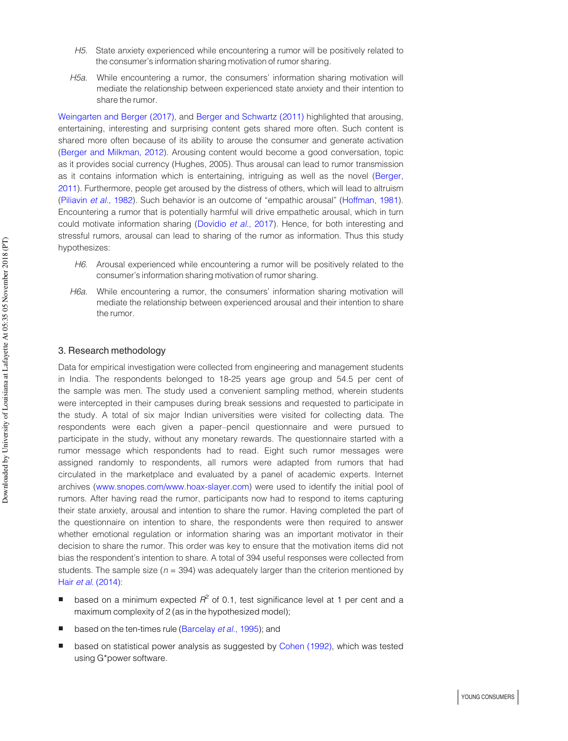*H5*. State anxiety experienced while encountering a rumor will be positively related to the consumer's information sharing motivation of rumor sharing.

*H5a*. While encountering a rumor, the consumers' information sharing motivation will mediate the relationship between experienced state anxiety and their intention to share the rumor.

Weingarten and Berger (2017), and Berger and Schwartz (2011) highlighted that arousing, entertaining, interesting and surprising content gets shared more often. Such content is shared more often because of its ability to arouse the consumer and generate activation (Berger and Milkman, 2012). Arousing content would become a good conversation, topic as it provides social currency (Hughes, 2005). Thus arousal can lead to rumor transmission as it contains information which is entertaining, intriguing as well as the novel (Berger, 2011). Furthermore, people get aroused by the distress of others, which will lead to altruism (Piliavin *et al*., 1982). Such behavior is an outcome of "empathic arousal" (Hoffman, 1981). Encountering a rumor that is potentially harmful will drive empathetic arousal, which in turn could motivate information sharing (Dovidio *et al*., 2017). Hence, for both interesting and stressful rumors, arousal can lead to sharing of the rumor as information. Thus this study hypothesizes:

*H6*. Arousal experienced while encountering a rumor will be positively related to the consumer's information sharing motivation of rumor sharing.

*H6a*. While encountering a rumor, the consumers' information sharing motivation will mediate the relationship between experienced arousal and their intention to share the rumor.

## 3. Research methodology

Data for empirical investigation were collected from engineering and management students in India. The respondents belonged to 18-25 years age group and 54.5 per cent of the sample was men. The study used a convenient sampling method, wherein students were intercepted in their campuses during break sessions and requested to participate in the study. A total of six major Indian universities were visited for collecting data. The respondents were each given a paper–pencil questionnaire and were pursued to participate in the study, without any monetary rewards. The questionnaire started with a rumor message which respondents had to read. Eight such rumor messages were assigned randomly to respondents, all rumors were adapted from rumors that had circulated in the marketplace and evaluated by a panel of academic experts. Internet archives (www.snopes.com/www.hoax-slayer.com) were used to identify the initial pool of rumors. After having read the rumor, participants now had to respond to items capturing their state anxiety, arousal and intention to share the rumor. Having completed the part of the questionnaire on intention to share, the respondents were then required to answer whether emotional regulation or information sharing was an important motivator in their decision to share the rumor. This order was key to ensure that the motivation items did not bias the respondent's intention to share. A total of 394 useful responses were collected from students. The sample size ($n$ = 394) was adequately larger than the criterion mentioned by Hair *et al*. (2014):

- based on a minimum expected $R^2$ of 0.1, test significance level at 1 per cent and a maximum complexity of 2 (as in the hypothesized model);
- based on the ten-times rule (Barcelay *et al*., 1995); and
- based on statistical power analysis as suggested by Cohen (1992), which was tested using G*power software.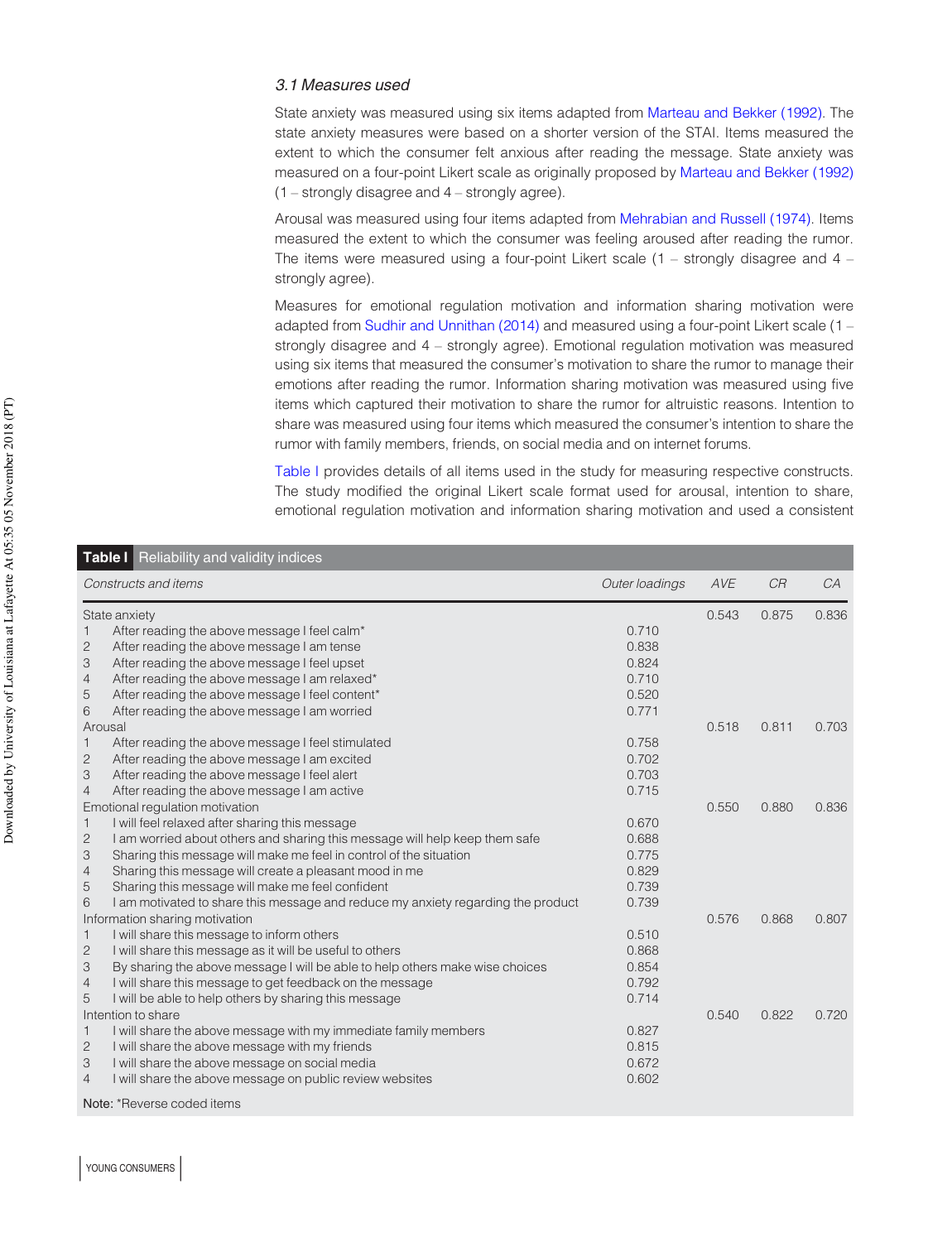### 3.1 Measures used

State anxiety was measured using six items adapted from Marteau and Bekker (1992). The state anxiety measures were based on a shorter version of the STAI. Items measured the extent to which the consumer felt anxious after reading the message. State anxiety was measured on a four-point Likert scale as originally proposed by Marteau and Bekker (1992) (1 – strongly disagree and 4 – strongly agree).

Arousal was measured using four items adapted from Mehrabian and Russell (1974). Items measured the extent to which the consumer was feeling aroused after reading the rumor. The items were measured using a four-point Likert scale (1 – strongly disagree and 4 – strongly agree).

Measures for emotional regulation motivation and information sharing motivation were adapted from Sudhir and Unnithan (2014) and measured using a four-point Likert scale (1 – strongly disagree and 4 – strongly agree). Emotional regulation motivation was measured using six items that measured the consumer's motivation to share the rumor to manage their emotions after reading the rumor. Information sharing motivation was measured using five items which captured their motivation to share the rumor for altruistic reasons. Intention to share was measured using four items which measured the consumer's intention to share the rumor with family members, friends, on social media and on internet forums.

Table I provides details of all items used in the study for measuring respective constructs. The study modified the original Likert scale format used for arousal, intention to share, emotional regulation motivation and information sharing motivation and used a consistent

**Table I** Reliability and validity indices

| Constructs and items | Outer loadings | AVE | CR | CA |
|---|---|---|---|---|
| State anxiety | | 0.543 | 0.875 | 0.836 |
| 1 After reading the above message I feel calm* | 0.710 | | | |
| 2 After reading the above message I am tense | 0.838 | | | |
| 3 After reading the above message I feel upset | 0.824 | | | |
| 4 After reading the above message I am relaxed* | 0.710 | | | |
| 5 After reading the above message I feel content* | 0.520 | | | |
| 6 After reading the above message I am worried | 0.771 | | | |
| Arousal | | 0.518 | 0.811 | 0.703 |
| 1 After reading the above message I feel stimulated | 0.758 | | | |
| 2 After reading the above message I am excited | 0.702 | | | |
| 3 After reading the above message I feel alert | 0.703 | | | |
| 4 After reading the above message I am active | 0.715 | | | |
| Emotional regulation motivation | | 0.550 | 0.880 | 0.836 |
| 1 I will feel relaxed after sharing this message | 0.670 | | | |
| 2 I am worried about others and sharing this message will help keep them safe | 0.688 | | | |
| 3 Sharing this message will make me feel in control of the situation | 0.775 | | | |
| 4 Sharing this message will create a pleasant mood in me | 0.829 | | | |
| 5 Sharing this message will make me feel confident | 0.739 | | | |
| 6 I am motivated to share this message and reduce my anxiety regarding the product | 0.739 | | | |
| Information sharing motivation | | 0.576 | 0.868 | 0.807 |
| 1 I will share this message to inform others | 0.510 | | | |
| 2 I will share this message as it will be useful to others | 0.868 | | | |
| 3 By sharing the above message I will be able to help others make wise choices | 0.854 | | | |
| 4 I will share this message to get feedback on the message | 0.792 | | | |
| 5 I will be able to help others by sharing this message | 0.714 | | | |
| Intention to share | | 0.540 | 0.822 | 0.720 |
| 1 I will share the above message with my immediate family members | 0.827 | | | |
| 2 I will share the above message with my friends | 0.815 | | | |
| 3 I will share the above message on social media | 0.672 | | | |
| 4 I will share the above message on public review websites | 0.602 | | | |

**Note:** *Reverse coded items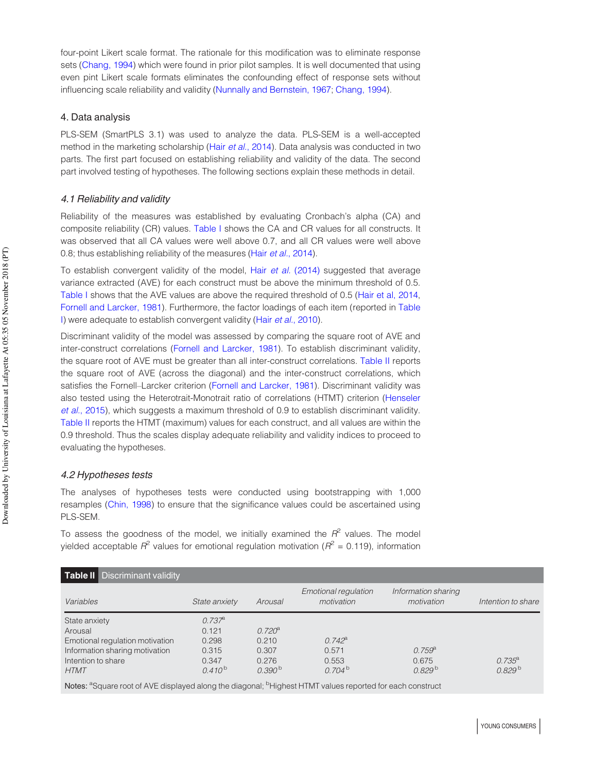four-point Likert scale format. The rationale for this modification was to eliminate response sets (Chang, 1994) which were found in prior pilot samples. It is well documented that using even pint Likert scale formats eliminates the confounding effect of response sets without influencing scale reliability and validity (Nunnally and Bernstein, 1967; Chang, 1994).

## 4. Data analysis

PLS-SEM (SmartPLS 3.1) was used to analyze the data. PLS-SEM is a well-accepted method in the marketing scholarship (Hair *et al.*, 2014). Data analysis was conducted in two parts. The first part focused on establishing reliability and validity of the data. The second part involved testing of hypotheses. The following sections explain these methods in detail.

### *4.1 Reliability and validity*

Reliability of the measures was established by evaluating Cronbach's alpha (CA) and composite reliability (CR) values. Table I shows the CA and CR values for all constructs. It was observed that all CA values were well above 0.7, and all CR values were well above 0.8; thus establishing reliability of the measures (Hair *et al.*, 2014).

To establish convergent validity of the model, Hair *et al.* (2014) suggested that average variance extracted (AVE) for each construct must be above the minimum threshold of 0.5. Table I shows that the AVE values are above the required threshold of 0.5 (Hair et al, 2014, Fornell and Larcker, 1981). Furthermore, the factor loadings of each item (reported in Table I) were adequate to establish convergent validity (Hair *et al.*, 2010).

Discriminant validity of the model was assessed by comparing the square root of AVE and inter-construct correlations (Fornell and Larcker, 1981). To establish discriminant validity, the square root of AVE must be greater than all inter-construct correlations. Table II reports the square root of AVE (across the diagonal) and the inter-construct correlations, which satisfies the Fornell–Larcker criterion (Fornell and Larcker, 1981). Discriminant validity was also tested using the Heterotrait-Monotrait ratio of correlations (HTMT) criterion (Henseler *et al.*, 2015), which suggests a maximum threshold of 0.9 to establish discriminant validity. Table II reports the HTMT (maximum) values for each construct, and all values are within the 0.9 threshold. Thus the scales display adequate reliability and validity indices to proceed to evaluating the hypotheses.

### *4.2 Hypotheses tests*

The analyses of hypotheses tests were conducted using bootstrapping with 1,000 resamples (Chin, 1998) to ensure that the significance values could be ascertained using PLS-SEM.

To assess the goodness of the model, we initially examined the $R^2$ values. The model yielded acceptable $R^2$ values for emotional regulation motivation ($R^2$ = 0.119), information

**Table II** Discriminant validity

| *Variables* | *State anxiety* | *Arousal* | *Emotional regulation motivation* | *Information sharing motivation* | *Intention to share* |
|---|---|---|---|---|---|
| State anxiety | *0.737*[a] | | | | |
| Arousal | 0.121 | *0.720*[a] | | | |
| Emotional regulation motivation | 0.298 | 0.210 | *0.742*[a] | | |
| Information sharing motivation | 0.315 | 0.307 | 0.571 | *0.759*[a] | |
| Intention to share | 0.347 | 0.276 | 0.553 | 0.675 | *0.735*[a] |
| *HTMT* | *0.410*[b] | *0.390*[b] | *0.704*[b] | *0.829*[b] | *0.829*[b] |

**Notes:** [a]Square root of AVE displayed along the diagonal; [b]Highest HTMT values reported for each construct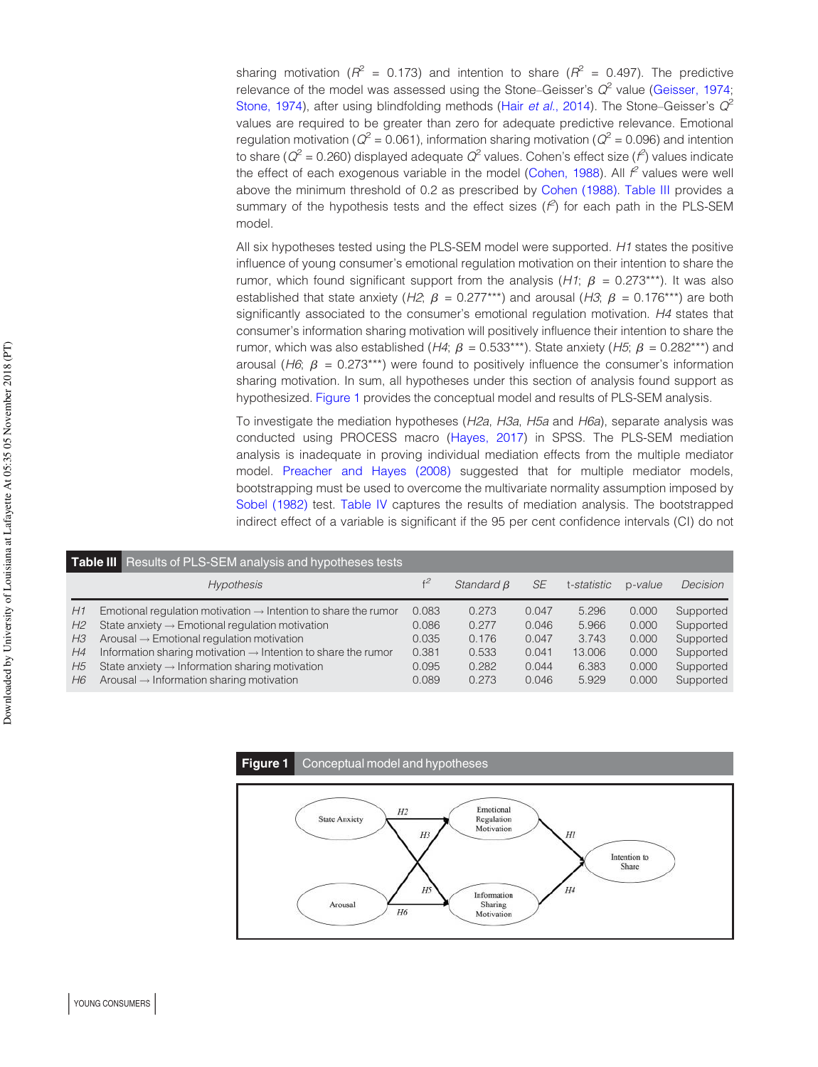sharing motivation ($R^2$ = 0.173) and intention to share ($R^2$ = 0.497). The predictive relevance of the model was assessed using the Stone–Geisser's $Q^2$ value (Geisser, 1974; Stone, 1974), after using blindfolding methods (Hair *et al.*, 2014). The Stone–Geisser's $Q^2$ values are required to be greater than zero for adequate predictive relevance. Emotional regulation motivation ($Q^2$ = 0.061), information sharing motivation ($Q^2$ = 0.096) and intention to share ($Q^2$ = 0.260) displayed adequate $Q^2$ values. Cohen's effect size ($f^2$) values indicate the effect of each exogenous variable in the model (Cohen, 1988). All $f^2$ values were well above the minimum threshold of 0.2 as prescribed by Cohen (1988). Table III provides a summary of the hypothesis tests and the effect sizes ($f^2$) for each path in the PLS-SEM model.

All six hypotheses tested using the PLS-SEM model were supported. *H1* states the positive influence of young consumer's emotional regulation motivation on their intention to share the rumor, which found significant support from the analysis (*H1*; $\beta$ = 0.273***). It was also established that state anxiety (*H2*; $\beta$ = 0.277***) and arousal (*H3*; $\beta$ = 0.176***) are both significantly associated to the consumer's emotional regulation motivation. *H4* states that consumer's information sharing motivation will positively influence their intention to share the rumor, which was also established (*H4*; $\beta$ = 0.533***). State anxiety (*H5*; $\beta$ = 0.282***) and arousal (*H6*; $\beta$ = 0.273***) were found to positively influence the consumer's information sharing motivation. In sum, all hypotheses under this section of analysis found support as hypothesized. Figure 1 provides the conceptual model and results of PLS-SEM analysis.

To investigate the mediation hypotheses (*H2a*, *H3a*, *H5a* and *H6a*), separate analysis was conducted using PROCESS macro (Hayes, 2017) in SPSS. The PLS-SEM mediation analysis is inadequate in proving individual mediation effects from the multiple mediator model. Preacher and Hayes (2008) suggested that for multiple mediator models, bootstrapping must be used to overcome the multivariate normality assumption imposed by Sobel (1982) test. Table IV captures the results of mediation analysis. The bootstrapped indirect effect of a variable is significant if the 95 per cent confidence intervals (CI) do not

**Table III** Results of PLS-SEM analysis and hypotheses tests

| | Hypothesis | $f^2$ | *Standard* $\beta$ | *SE* | *t-statistic* | *p-value* | *Decision* |
|---|---|---|---|---|---|---|---|
| *H1* | Emotional regulation motivation → Intention to share the rumor | 0.083 | 0.273 | 0.047 | 5.296 | 0.000 | Supported |
| *H2* | State anxiety → Emotional regulation motivation | 0.086 | 0.277 | 0.046 | 5.966 | 0.000 | Supported |
| *H3* | Arousal → Emotional regulation motivation | 0.035 | 0.176 | 0.047 | 3.743 | 0.000 | Supported |
| *H4* | Information sharing motivation → Intention to share the rumor | 0.381 | 0.533 | 0.041 | 13.006 | 0.000 | Supported |
| *H5* | State anxiety → Information sharing motivation | 0.095 | 0.282 | 0.044 | 6.383 | 0.000 | Supported |
| *H6* | Arousal → Information sharing motivation | 0.089 | 0.273 | 0.046 | 5.929 | 0.000 | Supported |

**Figure 1** Conceptual model and hypotheses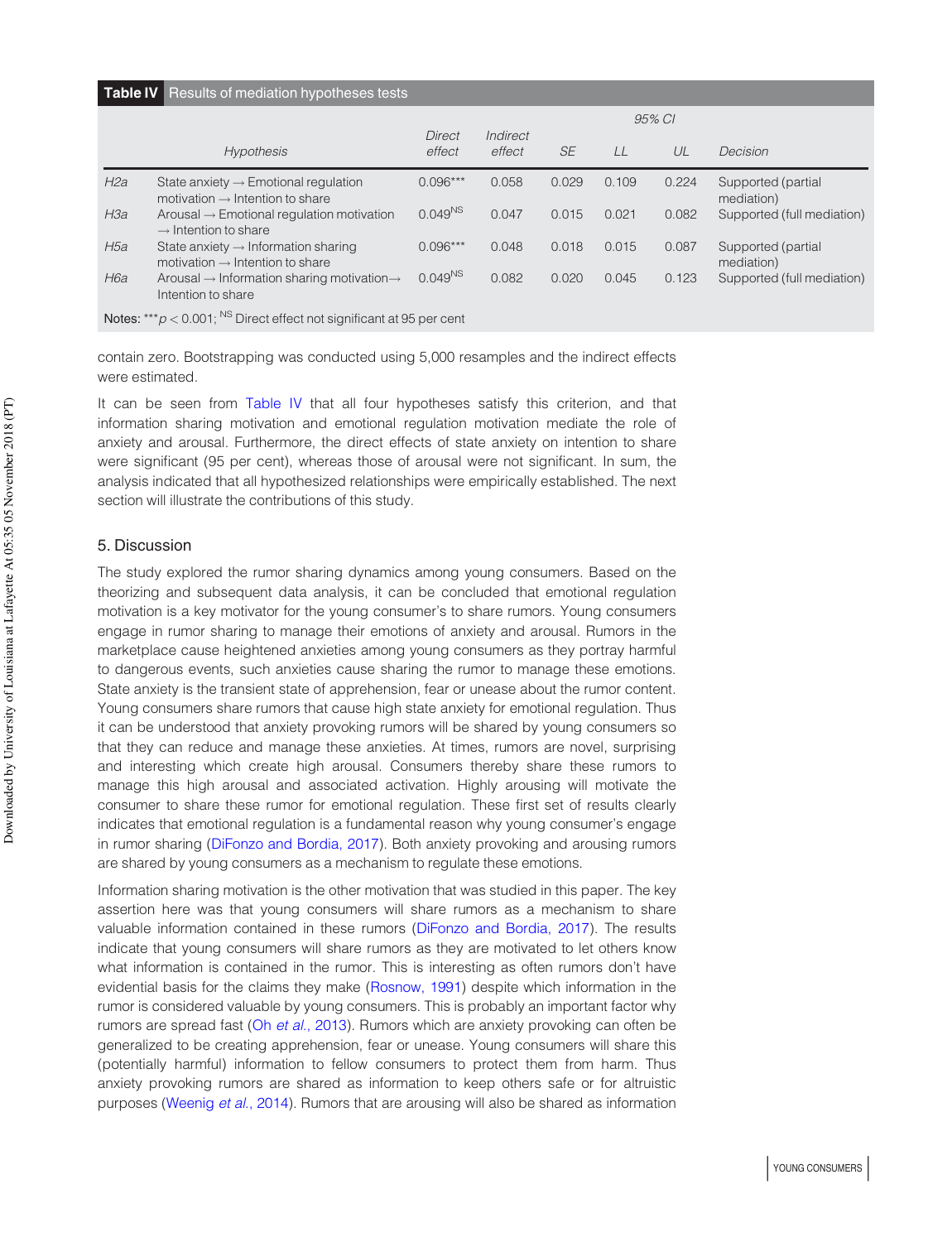**Table IV** Results of mediation hypotheses tests

| | Hypothesis | Direct effect | Indirect effect | SE | 95% CI LL | 95% CI UL | Decision |
|---|---|---|---|---|---|---|---|
| H2a | State anxiety → Emotional regulation motivation → Intention to share | 0.096*** | 0.058 | 0.029 | 0.109 | 0.224 | Supported (partial mediation) |
| H3a | Arousal → Emotional regulation motivation → Intention to share | 0.049[NS] | 0.047 | 0.015 | 0.021 | 0.082 | Supported (full mediation) |
| H5a | State anxiety → Information sharing motivation → Intention to share | 0.096*** | 0.048 | 0.018 | 0.015 | 0.087 | Supported (partial mediation) |
| H6a | Arousal → Information sharing motivation→ Intention to share | 0.049[NS] | 0.082 | 0.020 | 0.045 | 0.123 | Supported (full mediation) |

**Notes:** ***$p < 0.001$; [NS] Direct effect not significant at 95 per cent

contain zero. Bootstrapping was conducted using 5,000 resamples and the indirect effects were estimated.

It can be seen from Table IV that all four hypotheses satisfy this criterion, and that information sharing motivation and emotional regulation motivation mediate the role of anxiety and arousal. Furthermore, the direct effects of state anxiety on intention to share were significant (95 per cent), whereas those of arousal were not significant. In sum, the analysis indicated that all hypothesized relationships were empirically established. The next section will illustrate the contributions of this study.

## 5. Discussion

The study explored the rumor sharing dynamics among young consumers. Based on the theorizing and subsequent data analysis, it can be concluded that emotional regulation motivation is a key motivator for the young consumer's to share rumors. Young consumers engage in rumor sharing to manage their emotions of anxiety and arousal. Rumors in the marketplace cause heightened anxieties among young consumers as they portray harmful to dangerous events, such anxieties cause sharing the rumor to manage these emotions. State anxiety is the transient state of apprehension, fear or unease about the rumor content. Young consumers share rumors that cause high state anxiety for emotional regulation. Thus it can be understood that anxiety provoking rumors will be shared by young consumers so that they can reduce and manage these anxieties. At times, rumors are novel, surprising and interesting which create high arousal. Consumers thereby share these rumors to manage this high arousal and associated activation. Highly arousing will motivate the consumer to share these rumor for emotional regulation. These first set of results clearly indicates that emotional regulation is a fundamental reason why young consumer's engage in rumor sharing (DiFonzo and Bordia, 2017). Both anxiety provoking and arousing rumors are shared by young consumers as a mechanism to regulate these emotions.

Information sharing motivation is the other motivation that was studied in this paper. The key assertion here was that young consumers will share rumors as a mechanism to share valuable information contained in these rumors (DiFonzo and Bordia, 2017). The results indicate that young consumers will share rumors as they are motivated to let others know what information is contained in the rumor. This is interesting as often rumors don't have evidential basis for the claims they make (Rosnow, 1991) despite which information in the rumor is considered valuable by young consumers. This is probably an important factor why rumors are spread fast (Oh *et al.*, 2013). Rumors which are anxiety provoking can often be generalized to be creating apprehension, fear or unease. Young consumers will share this (potentially harmful) information to fellow consumers to protect them from harm. Thus anxiety provoking rumors are shared as information to keep others safe or for altruistic purposes (Weenig *et al.*, 2014). Rumors that are arousing will also be shared as information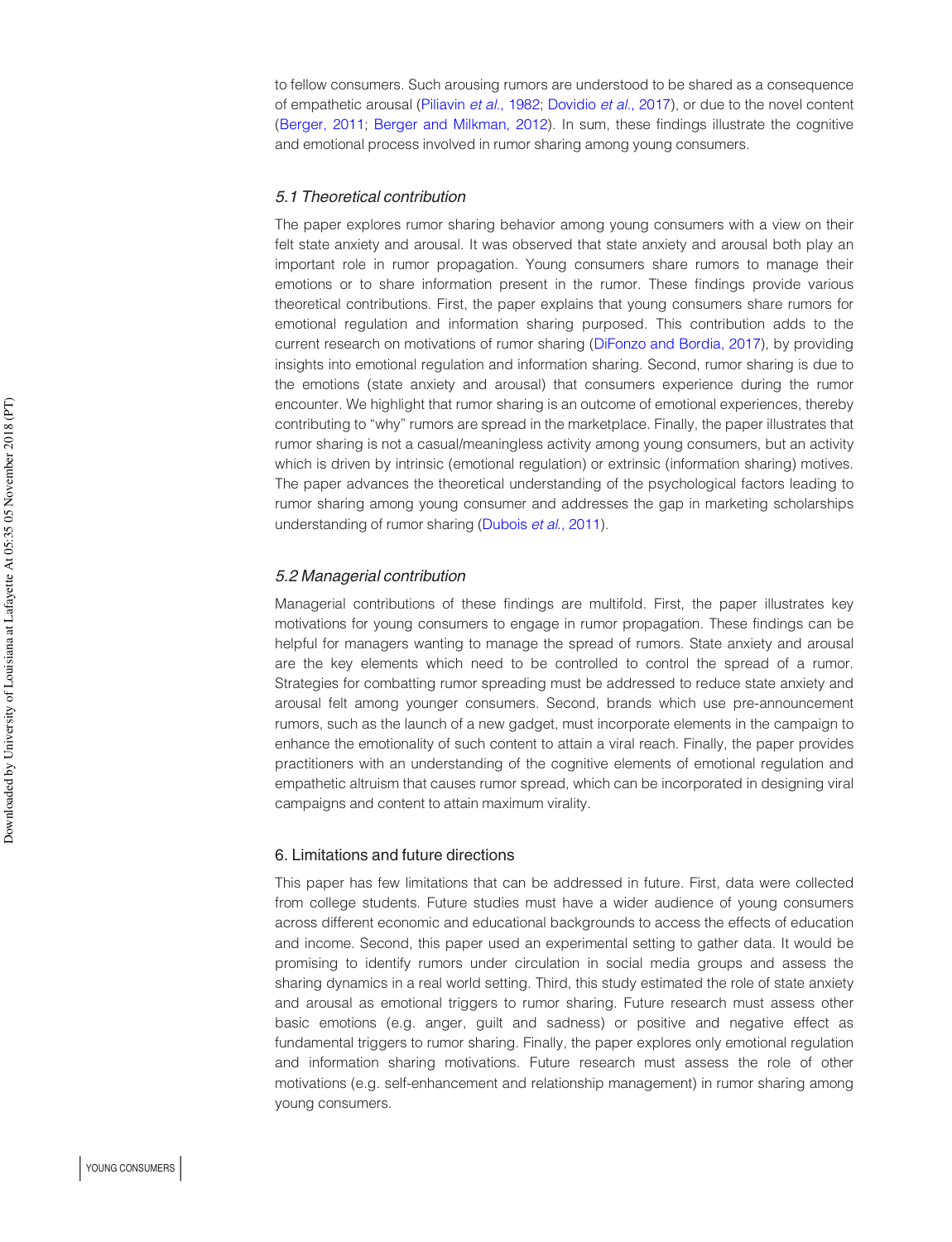to fellow consumers. Such arousing rumors are understood to be shared as a consequence of empathetic arousal (Piliavin *et al.*, 1982; Dovidio *et al.*, 2017), or due to the novel content (Berger, 2011; Berger and Milkman, 2012). In sum, these findings illustrate the cognitive and emotional process involved in rumor sharing among young consumers.

### *5.1 Theoretical contribution*

The paper explores rumor sharing behavior among young consumers with a view on their felt state anxiety and arousal. It was observed that state anxiety and arousal both play an important role in rumor propagation. Young consumers share rumors to manage their emotions or to share information present in the rumor. These findings provide various theoretical contributions. First, the paper explains that young consumers share rumors for emotional regulation and information sharing purposed. This contribution adds to the current research on motivations of rumor sharing (DiFonzo and Bordia, 2017), by providing insights into emotional regulation and information sharing. Second, rumor sharing is due to the emotions (state anxiety and arousal) that consumers experience during the rumor encounter. We highlight that rumor sharing is an outcome of emotional experiences, thereby contributing to "why" rumors are spread in the marketplace. Finally, the paper illustrates that rumor sharing is not a casual/meaningless activity among young consumers, but an activity which is driven by intrinsic (emotional regulation) or extrinsic (information sharing) motives. The paper advances the theoretical understanding of the psychological factors leading to rumor sharing among young consumer and addresses the gap in marketing scholarships understanding of rumor sharing (Dubois *et al.*, 2011).

### *5.2 Managerial contribution*

Managerial contributions of these findings are multifold. First, the paper illustrates key motivations for young consumers to engage in rumor propagation. These findings can be helpful for managers wanting to manage the spread of rumors. State anxiety and arousal are the key elements which need to be controlled to control the spread of a rumor. Strategies for combatting rumor spreading must be addressed to reduce state anxiety and arousal felt among younger consumers. Second, brands which use pre-announcement rumors, such as the launch of a new gadget, must incorporate elements in the campaign to enhance the emotionality of such content to attain a viral reach. Finally, the paper provides practitioners with an understanding of the cognitive elements of emotional regulation and empathetic altruism that causes rumor spread, which can be incorporated in designing viral campaigns and content to attain maximum virality.

## 6. Limitations and future directions

This paper has few limitations that can be addressed in future. First, data were collected from college students. Future studies must have a wider audience of young consumers across different economic and educational backgrounds to access the effects of education and income. Second, this paper used an experimental setting to gather data. It would be promising to identify rumors under circulation in social media groups and assess the sharing dynamics in a real world setting. Third, this study estimated the role of state anxiety and arousal as emotional triggers to rumor sharing. Future research must assess other basic emotions (e.g. anger, guilt and sadness) or positive and negative effect as fundamental triggers to rumor sharing. Finally, the paper explores only emotional regulation and information sharing motivations. Future research must assess the role of other motivations (e.g. self-enhancement and relationship management) in rumor sharing among young consumers.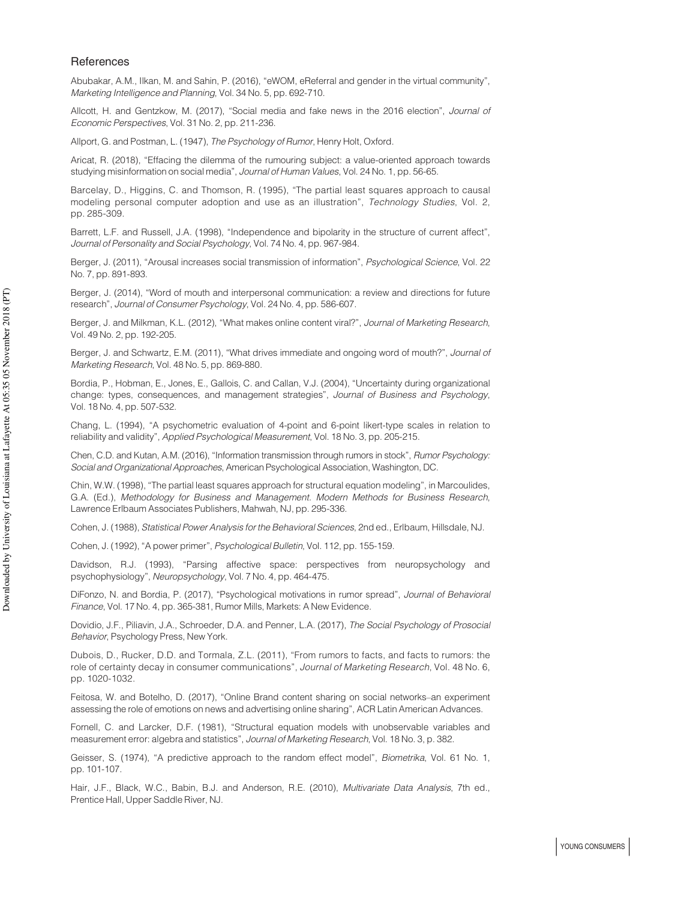## References

Abubakar, A.M., Ilkan, M. and Sahin, P. (2016), "eWOM, eReferral and gender in the virtual community", *Marketing Intelligence and Planning*, Vol. 34 No. 5, pp. 692-710.

Allcott, H. and Gentzkow, M. (2017), "Social media and fake news in the 2016 election", *Journal of Economic Perspectives*, Vol. 31 No. 2, pp. 211-236.

Allport, G. and Postman, L. (1947), *The Psychology of Rumor*, Henry Holt, Oxford.

Aricat, R. (2018), "Effacing the dilemma of the rumouring subject: a value-oriented approach towards studying misinformation on social media", *Journal of Human Values*, Vol. 24 No. 1, pp. 56-65.

Barcelay, D., Higgins, C. and Thomson, R. (1995), "The partial least squares approach to causal modeling personal computer adoption and use as an illustration", *Technology Studies*, Vol. 2, pp. 285-309.

Barrett, L.F. and Russell, J.A. (1998), "Independence and bipolarity in the structure of current affect", *Journal of Personality and Social Psychology*, Vol. 74 No. 4, pp. 967-984.

Berger, J. (2011), "Arousal increases social transmission of information", *Psychological Science*, Vol. 22 No. 7, pp. 891-893.

Berger, J. (2014), "Word of mouth and interpersonal communication: a review and directions for future research", *Journal of Consumer Psychology*, Vol. 24 No. 4, pp. 586-607.

Berger, J. and Milkman, K.L. (2012), "What makes online content viral?", *Journal of Marketing Research*, Vol. 49 No. 2, pp. 192-205.

Berger, J. and Schwartz, E.M. (2011), "What drives immediate and ongoing word of mouth?", *Journal of Marketing Research*, Vol. 48 No. 5, pp. 869-880.

Bordia, P., Hobman, E., Jones, E., Gallois, C. and Callan, V.J. (2004), "Uncertainty during organizational change: types, consequences, and management strategies", *Journal of Business and Psychology*, Vol. 18 No. 4, pp. 507-532.

Chang, L. (1994), "A psychometric evaluation of 4-point and 6-point likert-type scales in relation to reliability and validity", *Applied Psychological Measurement*, Vol. 18 No. 3, pp. 205-215.

Chen, C.D. and Kutan, A.M. (2016), "Information transmission through rumors in stock", *Rumor Psychology: Social and Organizational Approaches*, American Psychological Association, Washington, DC.

Chin, W.W. (1998), "The partial least squares approach for structural equation modeling", in Marcoulides, G.A. (Ed.), *Methodology for Business and Management. Modern Methods for Business Research*, Lawrence Erlbaum Associates Publishers, Mahwah, NJ, pp. 295-336.

Cohen, J. (1988), *Statistical Power Analysis for the Behavioral Sciences*, 2nd ed., Erlbaum, Hillsdale, NJ.

Cohen, J. (1992), "A power primer", *Psychological Bulletin*, Vol. 112, pp. 155-159.

Davidson, R.J. (1993), "Parsing affective space: perspectives from neuropsychology and psychophysiology", *Neuropsychology*, Vol. 7 No. 4, pp. 464-475.

DiFonzo, N. and Bordia, P. (2017), "Psychological motivations in rumor spread", *Journal of Behavioral Finance*, Vol. 17 No. 4, pp. 365-381, Rumor Mills, Markets: A New Evidence.

Dovidio, J.F., Piliavin, J.A., Schroeder, D.A. and Penner, L.A. (2017), *The Social Psychology of Prosocial Behavior*, Psychology Press, New York.

Dubois, D., Rucker, D.D. and Tormala, Z.L. (2011), "From rumors to facts, and facts to rumors: the role of certainty decay in consumer communications", *Journal of Marketing Research*, Vol. 48 No. 6, pp. 1020-1032.

Feitosa, W. and Botelho, D. (2017), "Online Brand content sharing on social networks–an experiment assessing the role of emotions on news and advertising online sharing", ACR Latin American Advances.

Fornell, C. and Larcker, D.F. (1981), "Structural equation models with unobservable variables and measurement error: algebra and statistics", *Journal of Marketing Research*, Vol. 18 No. 3, p. 382.

Geisser, S. (1974), "A predictive approach to the random effect model", *Biometrika*, Vol. 61 No. 1, pp. 101-107.

Hair, J.F., Black, W.C., Babin, B.J. and Anderson, R.E. (2010), *Multivariate Data Analysis*, 7th ed., Prentice Hall, Upper Saddle River, NJ.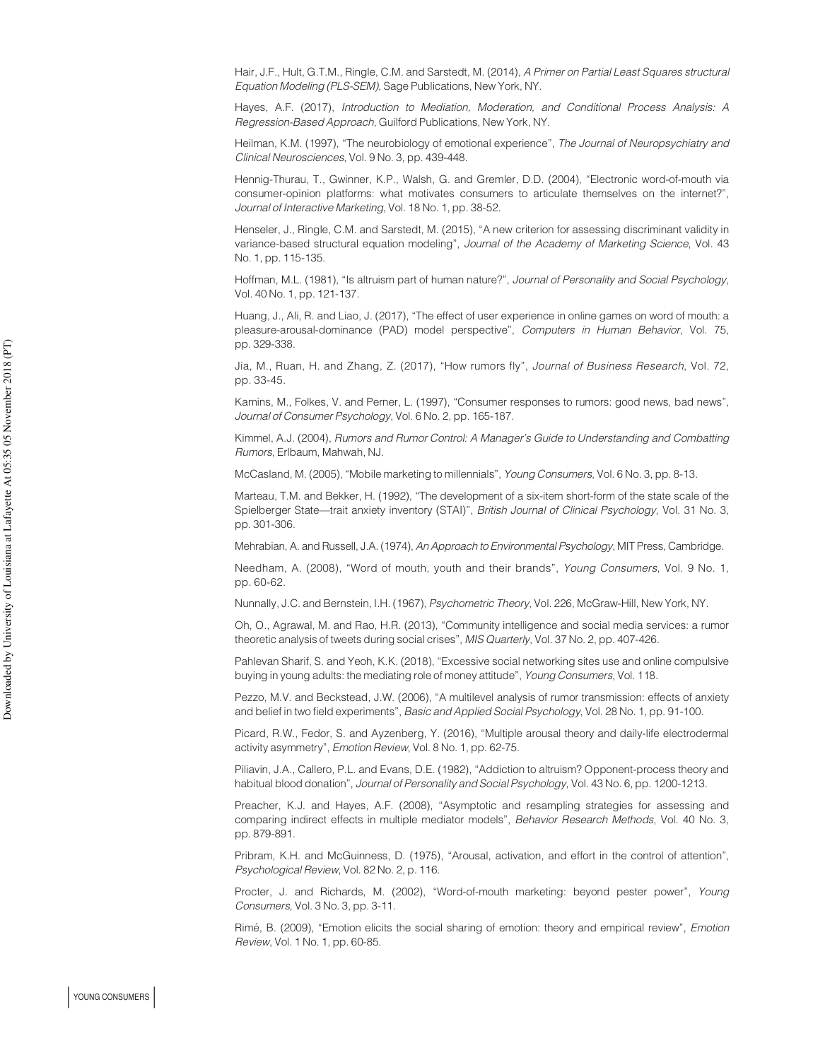Hair, J.F., Hult, G.T.M., Ringle, C.M. and Sarstedt, M. (2014), *A Primer on Partial Least Squares structural Equation Modeling (PLS-SEM)*, Sage Publications, New York, NY.

Hayes, A.F. (2017), *Introduction to Mediation, Moderation, and Conditional Process Analysis: A Regression-Based Approach*, Guilford Publications, New York, NY.

Heilman, K.M. (1997), "The neurobiology of emotional experience", *The Journal of Neuropsychiatry and Clinical Neurosciences*, Vol. 9 No. 3, pp. 439-448.

Hennig-Thurau, T., Gwinner, K.P., Walsh, G. and Gremler, D.D. (2004), "Electronic word-of-mouth via consumer-opinion platforms: what motivates consumers to articulate themselves on the internet?", *Journal of Interactive Marketing*, Vol. 18 No. 1, pp. 38-52.

Henseler, J., Ringle, C.M. and Sarstedt, M. (2015), "A new criterion for assessing discriminant validity in variance-based structural equation modeling", *Journal of the Academy of Marketing Science*, Vol. 43 No. 1, pp. 115-135.

Hoffman, M.L. (1981), "Is altruism part of human nature?", *Journal of Personality and Social Psychology*, Vol. 40 No. 1, pp. 121-137.

Huang, J., Ali, R. and Liao, J. (2017), "The effect of user experience in online games on word of mouth: a pleasure-arousal-dominance (PAD) model perspective", *Computers in Human Behavior*, Vol. 75, pp. 329-338.

Jia, M., Ruan, H. and Zhang, Z. (2017), "How rumors fly", *Journal of Business Research*, Vol. 72, pp. 33-45.

Kamins, M., Folkes, V. and Perner, L. (1997), "Consumer responses to rumors: good news, bad news", *Journal of Consumer Psychology*, Vol. 6 No. 2, pp. 165-187.

Kimmel, A.J. (2004), *Rumors and Rumor Control: A Manager's Guide to Understanding and Combatting Rumors*, Erlbaum, Mahwah, NJ.

McCasland, M. (2005), "Mobile marketing to millennials", *Young Consumers*, Vol. 6 No. 3, pp. 8-13.

Marteau, T.M. and Bekker, H. (1992), "The development of a six-item short-form of the state scale of the Spielberger State—trait anxiety inventory (STAI)", *British Journal of Clinical Psychology*, Vol. 31 No. 3, pp. 301-306.

Mehrabian, A. and Russell, J.A. (1974), *An Approach to Environmental Psychology*, MIT Press, Cambridge.

Needham, A. (2008), "Word of mouth, youth and their brands", *Young Consumers*, Vol. 9 No. 1, pp. 60-62.

Nunnally, J.C. and Bernstein, I.H. (1967), *Psychometric Theory*, Vol. 226, McGraw-Hill, New York, NY.

Oh, O., Agrawal, M. and Rao, H.R. (2013), "Community intelligence and social media services: a rumor theoretic analysis of tweets during social crises", *MIS Quarterly*, Vol. 37 No. 2, pp. 407-426.

Pahlevan Sharif, S. and Yeoh, K.K. (2018), "Excessive social networking sites use and online compulsive buying in young adults: the mediating role of money attitude", *Young Consumers*, Vol. 118.

Pezzo, M.V. and Beckstead, J.W. (2006), "A multilevel analysis of rumor transmission: effects of anxiety and belief in two field experiments", *Basic and Applied Social Psychology*, Vol. 28 No. 1, pp. 91-100.

Picard, R.W., Fedor, S. and Ayzenberg, Y. (2016), "Multiple arousal theory and daily-life electrodermal activity asymmetry", *Emotion Review*, Vol. 8 No. 1, pp. 62-75.

Piliavin, J.A., Callero, P.L. and Evans, D.E. (1982), "Addiction to altruism? Opponent-process theory and habitual blood donation", *Journal of Personality and Social Psychology*, Vol. 43 No. 6, pp. 1200-1213.

Preacher, K.J. and Hayes, A.F. (2008), "Asymptotic and resampling strategies for assessing and comparing indirect effects in multiple mediator models", *Behavior Research Methods*, Vol. 40 No. 3, pp. 879-891.

Pribram, K.H. and McGuinness, D. (1975), "Arousal, activation, and effort in the control of attention", *Psychological Review*, Vol. 82 No. 2, p. 116.

Procter, J. and Richards, M. (2002), "Word-of-mouth marketing: beyond pester power", *Young Consumers*, Vol. 3 No. 3, pp. 3-11.

Rimé, B. (2009), "Emotion elicits the social sharing of emotion: theory and empirical review", *Emotion Review*, Vol. 1 No. 1, pp. 60-85.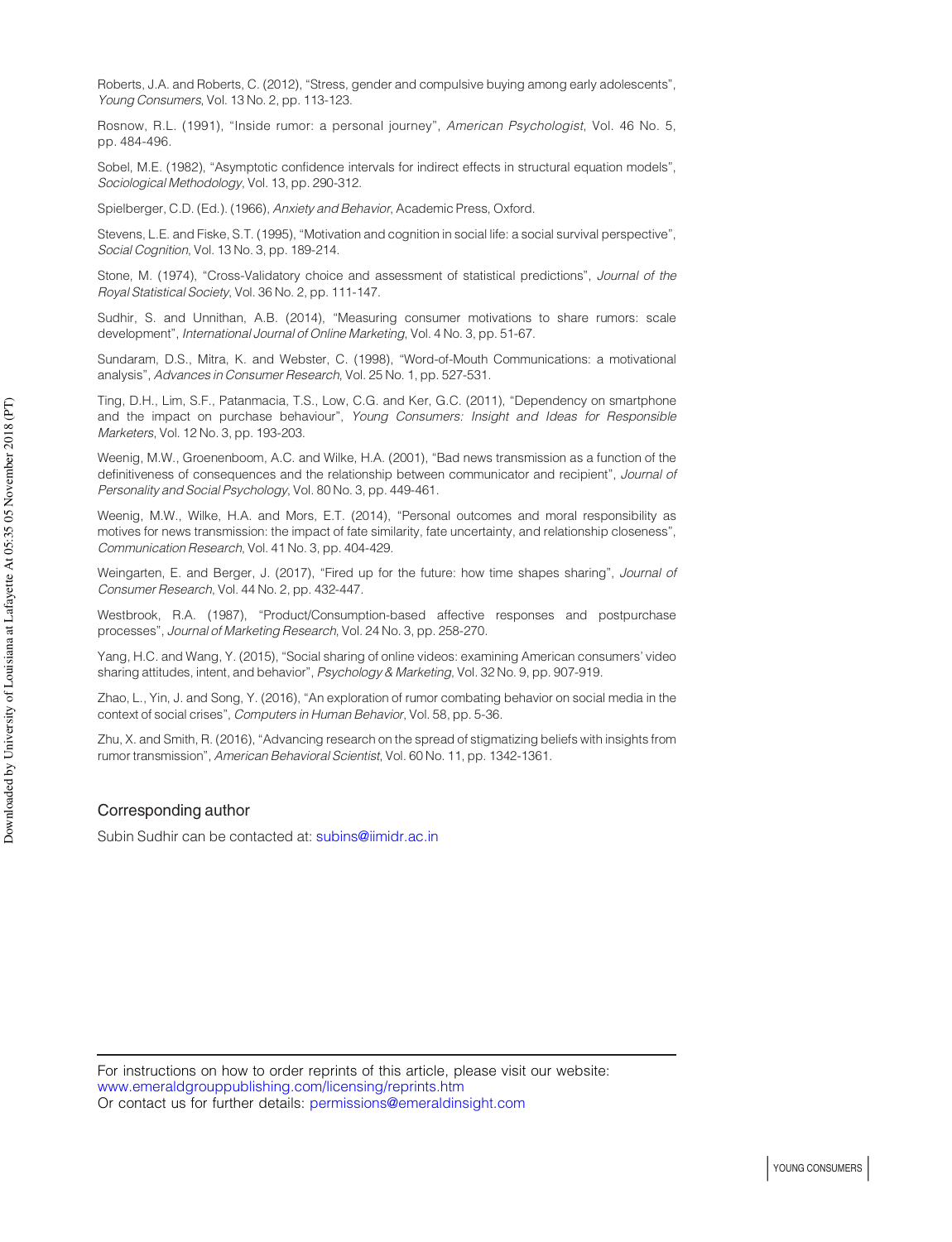Roberts, J.A. and Roberts, C. (2012), "Stress, gender and compulsive buying among early adolescents", *Young Consumers*, Vol. 13 No. 2, pp. 113-123.

Rosnow, R.L. (1991), "Inside rumor: a personal journey", *American Psychologist*, Vol. 46 No. 5, pp. 484-496.

Sobel, M.E. (1982), "Asymptotic confidence intervals for indirect effects in structural equation models", *Sociological Methodology*, Vol. 13, pp. 290-312.

Spielberger, C.D. (Ed.). (1966), *Anxiety and Behavior*, Academic Press, Oxford.

Stevens, L.E. and Fiske, S.T. (1995), "Motivation and cognition in social life: a social survival perspective", *Social Cognition*, Vol. 13 No. 3, pp. 189-214.

Stone, M. (1974), "Cross-Validatory choice and assessment of statistical predictions", *Journal of the Royal Statistical Society*, Vol. 36 No. 2, pp. 111-147.

Sudhir, S. and Unnithan, A.B. (2014), "Measuring consumer motivations to share rumors: scale development", *International Journal of Online Marketing*, Vol. 4 No. 3, pp. 51-67.

Sundaram, D.S., Mitra, K. and Webster, C. (1998), "Word-of-Mouth Communications: a motivational analysis", *Advances in Consumer Research*, Vol. 25 No. 1, pp. 527-531.

Ting, D.H., Lim, S.F., Patanmacia, T.S., Low, C.G. and Ker, G.C. (2011), "Dependency on smartphone and the impact on purchase behaviour", *Young Consumers: Insight and Ideas for Responsible Marketers*, Vol. 12 No. 3, pp. 193-203.

Weenig, M.W., Groenenboom, A.C. and Wilke, H.A. (2001), "Bad news transmission as a function of the definitiveness of consequences and the relationship between communicator and recipient", *Journal of Personality and Social Psychology*, Vol. 80 No. 3, pp. 449-461.

Weenig, M.W., Wilke, H.A. and Mors, E.T. (2014), "Personal outcomes and moral responsibility as motives for news transmission: the impact of fate similarity, fate uncertainty, and relationship closeness", *Communication Research*, Vol. 41 No. 3, pp. 404-429.

Weingarten, E. and Berger, J. (2017), "Fired up for the future: how time shapes sharing", *Journal of Consumer Research*, Vol. 44 No. 2, pp. 432-447.

Westbrook, R.A. (1987), "Product/Consumption-based affective responses and postpurchase processes", *Journal of Marketing Research*, Vol. 24 No. 3, pp. 258-270.

Yang, H.C. and Wang, Y. (2015), "Social sharing of online videos: examining American consumers' video sharing attitudes, intent, and behavior", *Psychology & Marketing*, Vol. 32 No. 9, pp. 907-919.

Zhao, L., Yin, J. and Song, Y. (2016), "An exploration of rumor combating behavior on social media in the context of social crises", *Computers in Human Behavior*, Vol. 58, pp. 5-36.

Zhu, X. and Smith, R. (2016), "Advancing research on the spread of stigmatizing beliefs with insights from rumor transmission", *American Behavioral Scientist*, Vol. 60 No. 11, pp. 1342-1361.

## Corresponding author

Subin Sudhir can be contacted at: subins@iimidr.ac.in

For instructions on how to order reprints of this article, please visit our website:
www.emeraldgrouppublishing.com/licensing/reprints.htm
Or contact us for further details: permissions@emeraldinsight.com